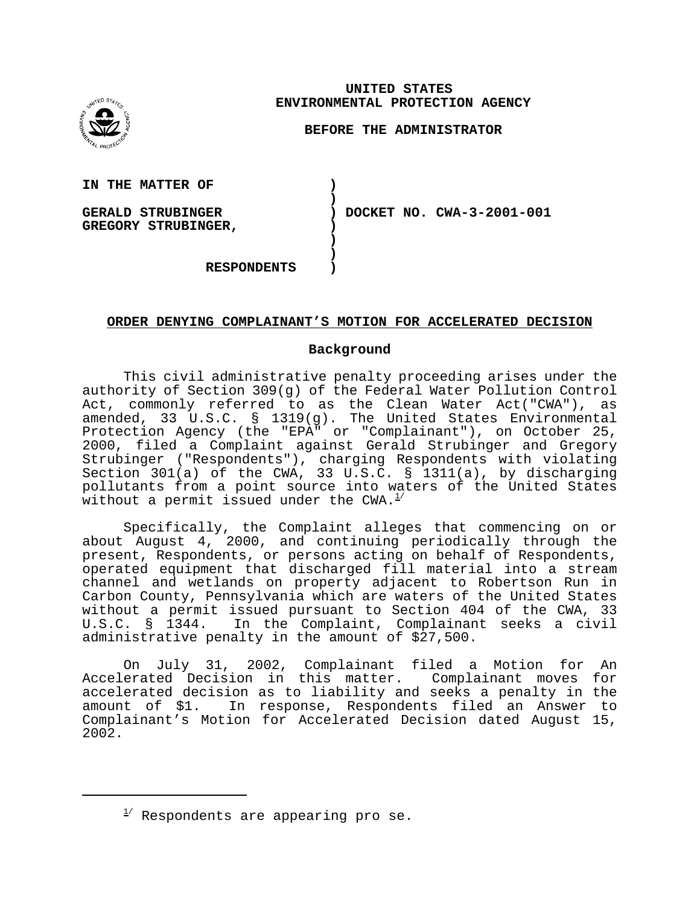**UNITED STATES**
**ENVIRONMENTAL PROTECTION AGENCY**

**BEFORE THE ADMINISTRATOR**

| | | |
|---|---|---|
| **IN THE MATTER OF** | ) | |
| | ) | |
| **GERALD STRUBINGER** | ) | **DOCKET NO. CWA-3-2001-001** |
| **GREGORY STRUBINGER,** | ) | |
| | ) | |
| | ) | |
| **RESPONDENTS** | ) | |

## ORDER DENYING COMPLAINANT'S MOTION FOR ACCELERATED DECISION

### Background

This civil administrative penalty proceeding arises under the authority of Section 309(g) of the Federal Water Pollution Control Act, commonly referred to as the Clean Water Act("CWA"), as amended, 33 U.S.C. § 1319(g). The United States Environmental Protection Agency (the "EPA" or "Complainant"), on October 25, 2000, filed a Complaint against Gerald Strubinger and Gregory Strubinger ("Respondents"), charging Respondents with violating Section 301(a) of the CWA, 33 U.S.C. § 1311(a), by discharging pollutants from a point source into waters of the United States without a permit issued under the CWA.[1]

Specifically, the Complaint alleges that commencing on or about August 4, 2000, and continuing periodically through the present, Respondents, or persons acting on behalf of Respondents, operated equipment that discharged fill material into a stream channel and wetlands on property adjacent to Robertson Run in Carbon County, Pennsylvania which are waters of the United States without a permit issued pursuant to Section 404 of the CWA, 33 U.S.C. § 1344. In the Complaint, Complainant seeks a civil administrative penalty in the amount of $27,500.

On July 31, 2002, Complainant filed a Motion for An Accelerated Decision in this matter. Complainant moves for accelerated decision as to liability and seeks a penalty in the amount of $1. In response, Respondents filed an Answer to Complainant's Motion for Accelerated Decision dated August 15, 2002.

---

[1] Respondents are appearing pro se.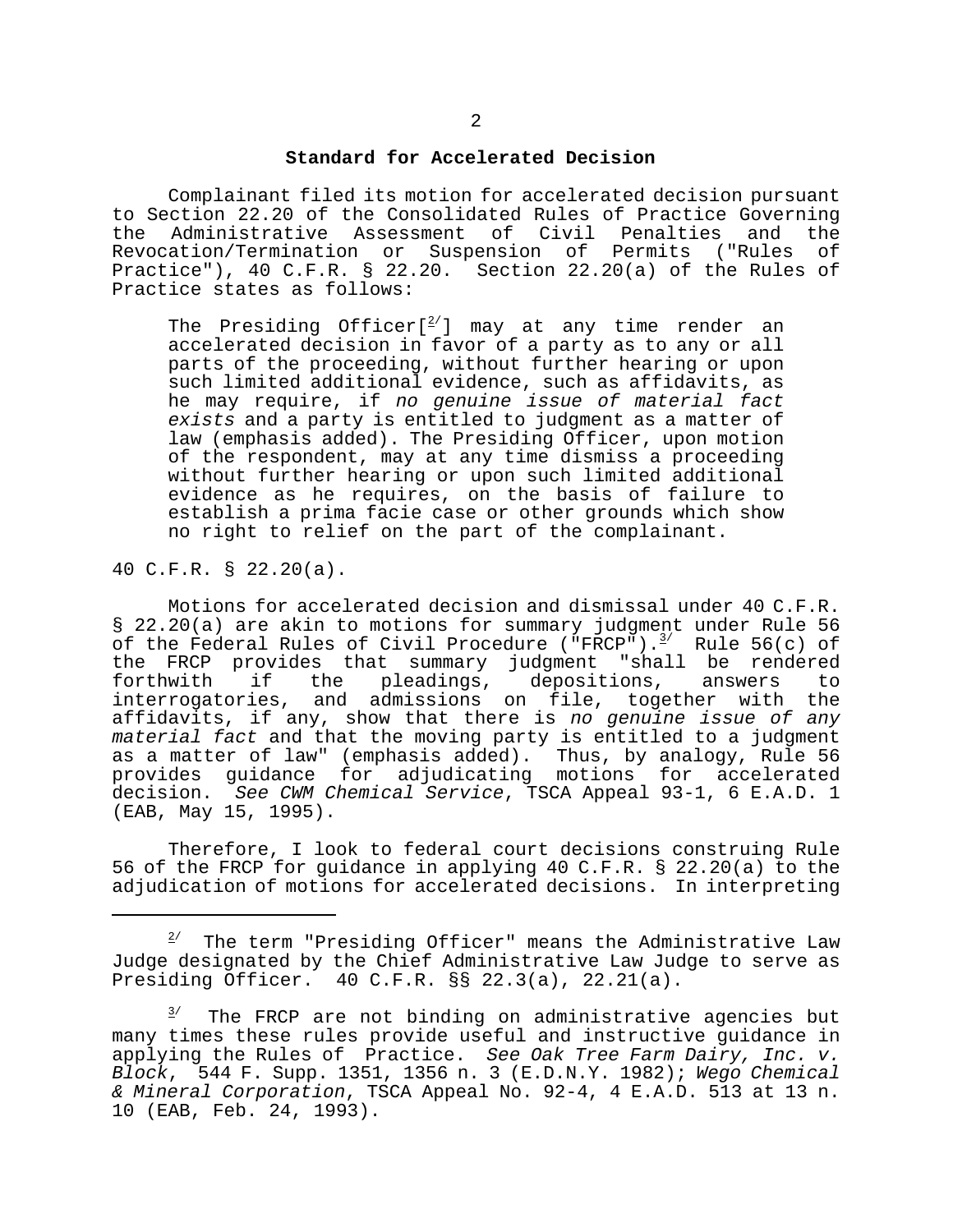## Standard for Accelerated Decision

Complainant filed its motion for accelerated decision pursuant to Section 22.20 of the Consolidated Rules of Practice Governing the Administrative Assessment of Civil Penalties and the Revocation/Termination or Suspension of Permits ("Rules of Practice"), 40 C.F.R. § 22.20. Section 22.20(a) of the Rules of Practice states as follows:

> The Presiding Officer[[2]] may at any time render an accelerated decision in favor of a party as to any or all parts of the proceeding, without further hearing or upon such limited additional evidence, such as affidavits, as he may require, if *no genuine issue of material fact exists* and a party is entitled to judgment as a matter of law (emphasis added). The Presiding Officer, upon motion of the respondent, may at any time dismiss a proceeding without further hearing or upon such limited additional evidence as he requires, on the basis of failure to establish a prima facie case or other grounds which show no right to relief on the part of the complainant.

40 C.F.R. § 22.20(a).

Motions for accelerated decision and dismissal under 40 C.F.R. § 22.20(a) are akin to motions for summary judgment under Rule 56 of the Federal Rules of Civil Procedure ("FRCP").[3] Rule 56(c) of the FRCP provides that summary judgment "shall be rendered forthwith if the pleadings, depositions, answers to interrogatories, and admissions on file, together with the affidavits, if any, show that there is *no genuine issue of any material fact* and that the moving party is entitled to a judgment as a matter of law" (emphasis added). Thus, by analogy, Rule 56 provides guidance for adjudicating motions for accelerated decision. *See CWM Chemical Service*, TSCA Appeal 93-1, 6 E.A.D. 1 (EAB, May 15, 1995).

Therefore, I look to federal court decisions construing Rule 56 of the FRCP for guidance in applying 40 C.F.R. § 22.20(a) to the adjudication of motions for accelerated decisions. In interpreting

---

[2] The term "Presiding Officer" means the Administrative Law Judge designated by the Chief Administrative Law Judge to serve as Presiding Officer. 40 C.F.R. §§ 22.3(a), 22.21(a).

[3] The FRCP are not binding on administrative agencies but many times these rules provide useful and instructive guidance in applying the Rules of Practice. *See Oak Tree Farm Dairy, Inc. v. Block*, 544 F. Supp. 1351, 1356 n. 3 (E.D.N.Y. 1982); *Wego Chemical & Mineral Corporation*, TSCA Appeal No. 92-4, 4 E.A.D. 513 at 13 n. 10 (EAB, Feb. 24, 1993).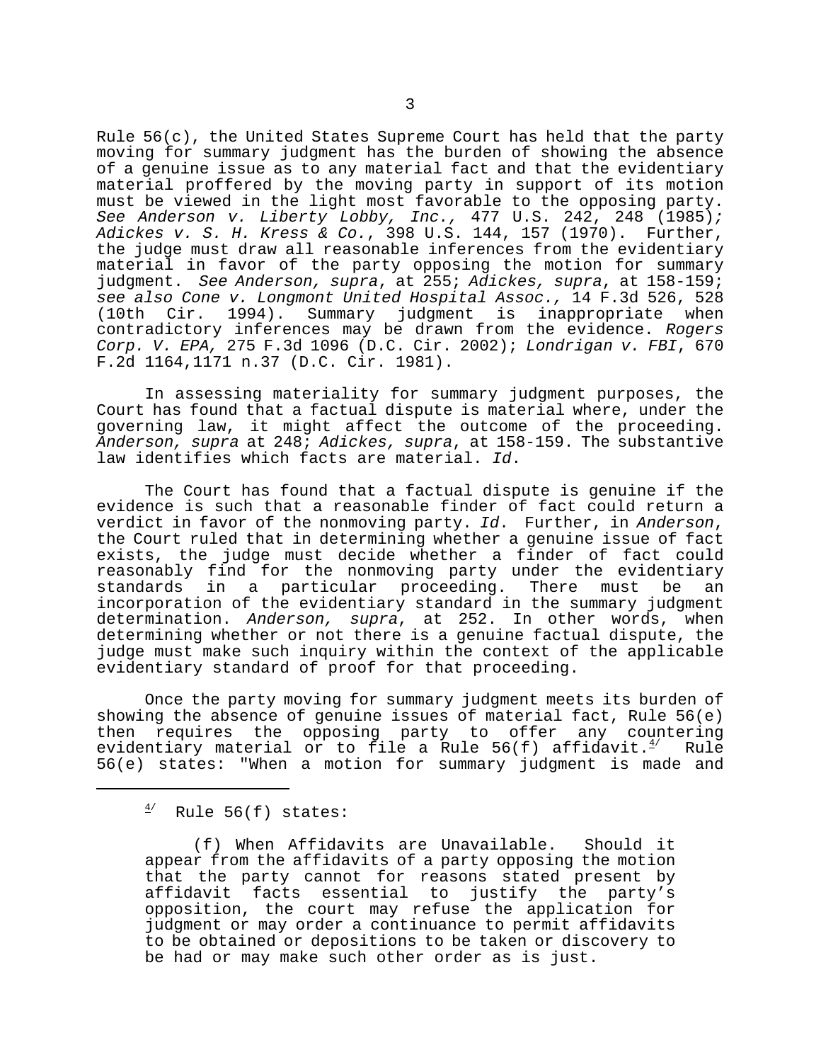Rule 56(c), the United States Supreme Court has held that the party moving for summary judgment has the burden of showing the absence of a genuine issue as to any material fact and that the evidentiary material proffered by the moving party in support of its motion must be viewed in the light most favorable to the opposing party. *See Anderson v. Liberty Lobby, Inc.,* 477 U.S. 242, 248 (1985)*; Adickes v. S. H. Kress & Co.*, 398 U.S. 144, 157 (1970). Further, the judge must draw all reasonable inferences from the evidentiary material in favor of the party opposing the motion for summary judgment. *See Anderson, supra*, at 255; *Adickes, supra*, at 158-159; *see also Cone v. Longmont United Hospital Assoc.,* 14 F.3d 526, 528 (10th Cir. 1994). Summary judgment is inappropriate when contradictory inferences may be drawn from the evidence. *Rogers Corp. V. EPA,* 275 F.3d 1096 (D.C. Cir. 2002); *Londrigan v. FBI*, 670 F.2d 1164,1171 n.37 (D.C. Cir. 1981).

In assessing materiality for summary judgment purposes, the Court has found that a factual dispute is material where, under the governing law, it might affect the outcome of the proceeding. *Anderson, supra* at 248; *Adickes, supra*, at 158-159. The substantive law identifies which facts are material. *Id*.

The Court has found that a factual dispute is genuine if the evidence is such that a reasonable finder of fact could return a verdict in favor of the nonmoving party. *Id*. Further, in *Anderson*, the Court ruled that in determining whether a genuine issue of fact exists, the judge must decide whether a finder of fact could reasonably find for the nonmoving party under the evidentiary standards in a particular proceeding. There must be an incorporation of the evidentiary standard in the summary judgment determination. *Anderson, supra*, at 252. In other words, when determining whether or not there is a genuine factual dispute, the judge must make such inquiry within the context of the applicable evidentiary standard of proof for that proceeding.

Once the party moving for summary judgment meets its burden of showing the absence of genuine issues of material fact, Rule 56(e) then requires the opposing party to offer any countering evidentiary material or to file a Rule 56(f) affidavit.[4] Rule 56(e) states: "When a motion for summary judgment is made and

---

[4] Rule 56(f) states:

> (f) When Affidavits are Unavailable. Should it appear from the affidavits of a party opposing the motion that the party cannot for reasons stated present by affidavit facts essential to justify the party's opposition, the court may refuse the application for judgment or may order a continuance to permit affidavits to be obtained or depositions to be taken or discovery to be had or may make such other order as is just.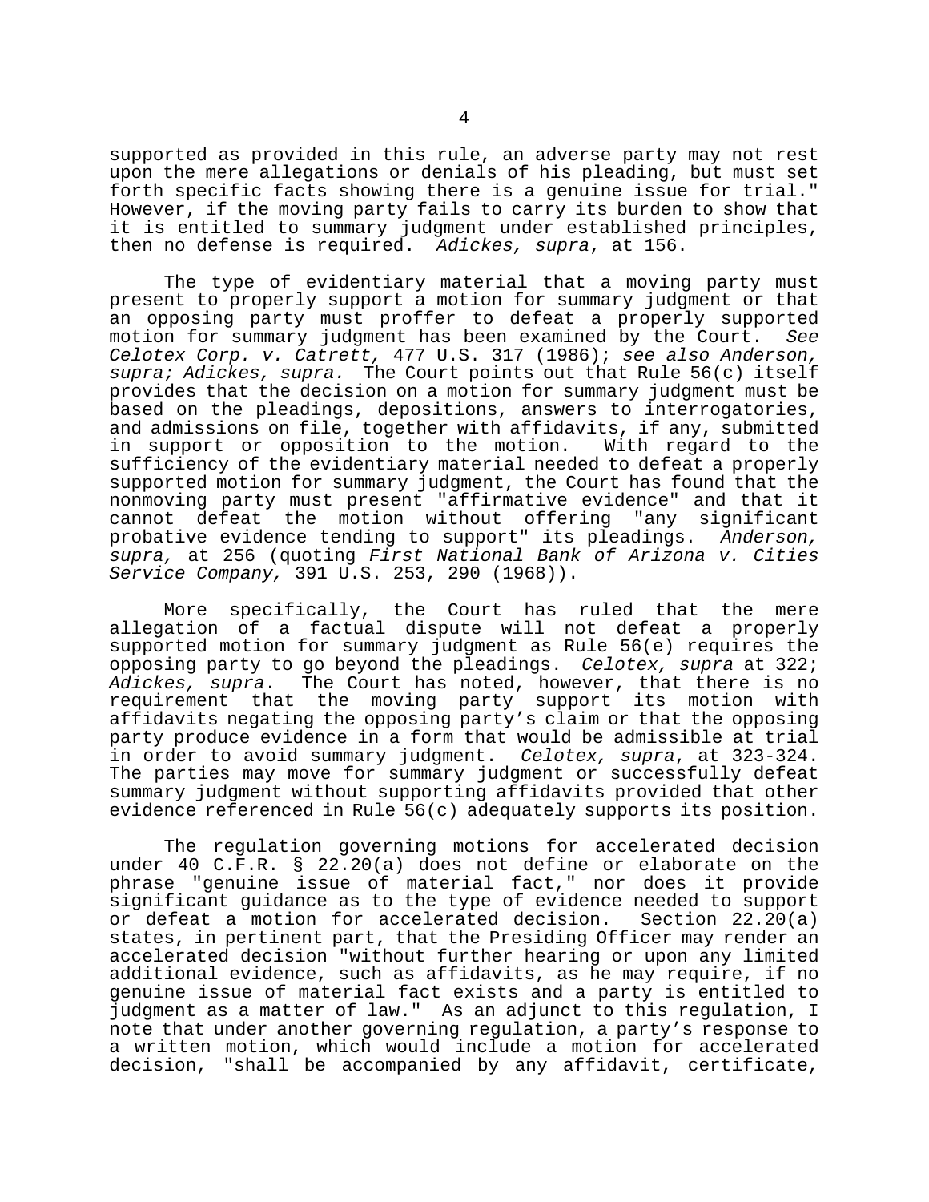supported as provided in this rule, an adverse party may not rest upon the mere allegations or denials of his pleading, but must set forth specific facts showing there is a genuine issue for trial." However, if the moving party fails to carry its burden to show that it is entitled to summary judgment under established principles, then no defense is required. *Adickes, supra*, at 156.

The type of evidentiary material that a moving party must present to properly support a motion for summary judgment or that an opposing party must proffer to defeat a properly supported motion for summary judgment has been examined by the Court. *See Celotex Corp. v. Catrett,* 477 U.S. 317 (1986); *see also Anderson, supra; Adickes, supra.* The Court points out that Rule 56(c) itself provides that the decision on a motion for summary judgment must be based on the pleadings, depositions, answers to interrogatories, and admissions on file, together with affidavits, if any, submitted in support or opposition to the motion. With regard to the sufficiency of the evidentiary material needed to defeat a properly supported motion for summary judgment, the Court has found that the nonmoving party must present "affirmative evidence" and that it cannot defeat the motion without offering "any significant probative evidence tending to support" its pleadings. *Anderson, supra,* at 256 (quoting *First National Bank of Arizona v. Cities Service Company,* 391 U.S. 253, 290 (1968)).

More specifically, the Court has ruled that the mere allegation of a factual dispute will not defeat a properly supported motion for summary judgment as Rule 56(e) requires the opposing party to go beyond the pleadings. *Celotex, supra* at 322; *Adickes, supra*. The Court has noted, however, that there is no requirement that the moving party support its motion with affidavits negating the opposing party's claim or that the opposing party produce evidence in a form that would be admissible at trial in order to avoid summary judgment. *Celotex, supra*, at 323-324. The parties may move for summary judgment or successfully defeat summary judgment without supporting affidavits provided that other evidence referenced in Rule 56(c) adequately supports its position.

The regulation governing motions for accelerated decision under 40 C.F.R. § 22.20(a) does not define or elaborate on the phrase "genuine issue of material fact," nor does it provide significant guidance as to the type of evidence needed to support or defeat a motion for accelerated decision. Section 22.20(a) states, in pertinent part, that the Presiding Officer may render an accelerated decision "without further hearing or upon any limited additional evidence, such as affidavits, as he may require, if no genuine issue of material fact exists and a party is entitled to judgment as a matter of law." As an adjunct to this regulation, I note that under another governing regulation, a party's response to a written motion, which would include a motion for accelerated decision, "shall be accompanied by any affidavit, certificate,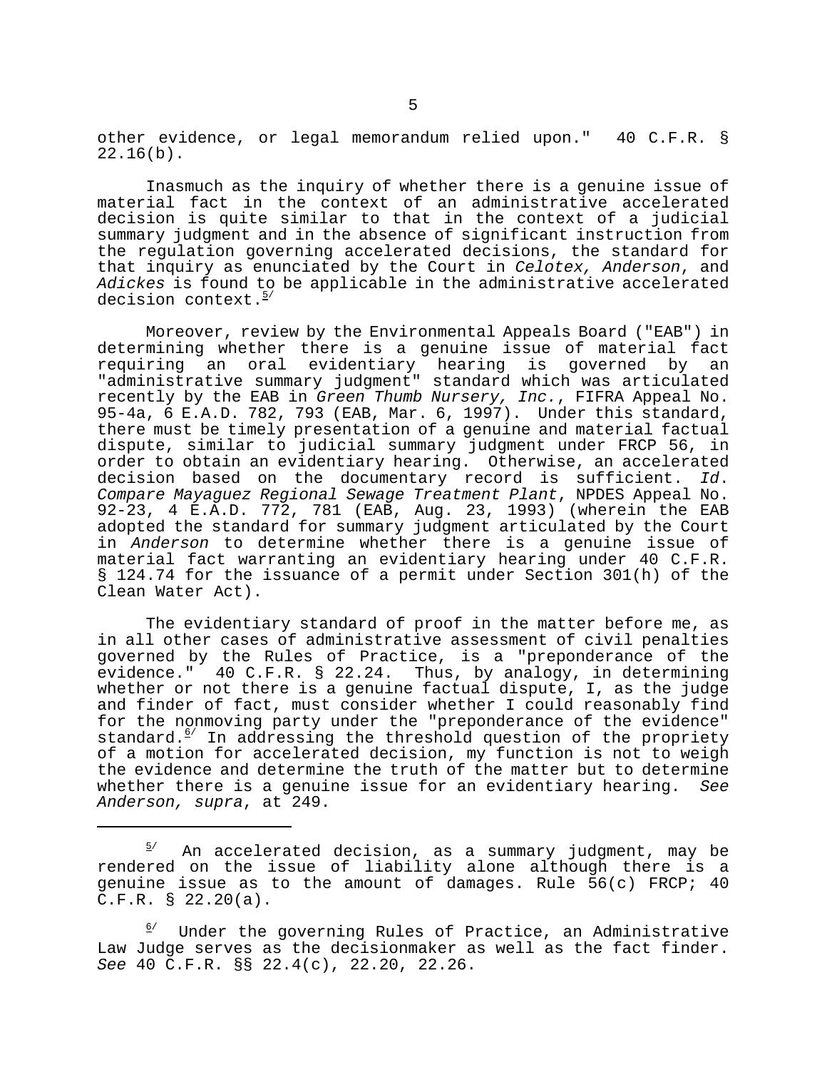other evidence, or legal memorandum relied upon." 40 C.F.R. § 22.16(b).

Inasmuch as the inquiry of whether there is a genuine issue of material fact in the context of an administrative accelerated decision is quite similar to that in the context of a judicial summary judgment and in the absence of significant instruction from the regulation governing accelerated decisions, the standard for that inquiry as enunciated by the Court in *Celotex, Anderson*, and *Adickes* is found to be applicable in the administrative accelerated decision context.[5/]

Moreover, review by the Environmental Appeals Board ("EAB") in determining whether there is a genuine issue of material fact requiring an oral evidentiary hearing is governed by an "administrative summary judgment" standard which was articulated recently by the EAB in *Green Thumb Nursery, Inc.*, FIFRA Appeal No. 95-4a, 6 E.A.D. 782, 793 (EAB, Mar. 6, 1997). Under this standard, there must be timely presentation of a genuine and material factual dispute, similar to judicial summary judgment under FRCP 56, in order to obtain an evidentiary hearing. Otherwise, an accelerated decision based on the documentary record is sufficient. *Id*. *Compare Mayaguez Regional Sewage Treatment Plant*, NPDES Appeal No. 92-23, 4 E.A.D. 772, 781 (EAB, Aug. 23, 1993) (wherein the EAB adopted the standard for summary judgment articulated by the Court in *Anderson* to determine whether there is a genuine issue of material fact warranting an evidentiary hearing under 40 C.F.R. § 124.74 for the issuance of a permit under Section 301(h) of the Clean Water Act).

The evidentiary standard of proof in the matter before me, as in all other cases of administrative assessment of civil penalties governed by the Rules of Practice, is a "preponderance of the evidence." 40 C.F.R. § 22.24. Thus, by analogy, in determining whether or not there is a genuine factual dispute, I, as the judge and finder of fact, must consider whether I could reasonably find for the nonmoving party under the "preponderance of the evidence" standard.[6/] In addressing the threshold question of the propriety of a motion for accelerated decision, my function is not to weigh the evidence and determine the truth of the matter but to determine whether there is a genuine issue for an evidentiary hearing. *See Anderson, supra*, at 249.

---

[5/] An accelerated decision, as a summary judgment, may be rendered on the issue of liability alone although there is a genuine issue as to the amount of damages. Rule 56(c) FRCP; 40 C.F.R. § 22.20(a).

[6/] Under the governing Rules of Practice, an Administrative Law Judge serves as the decisionmaker as well as the fact finder. *See* 40 C.F.R. §§ 22.4(c), 22.20, 22.26.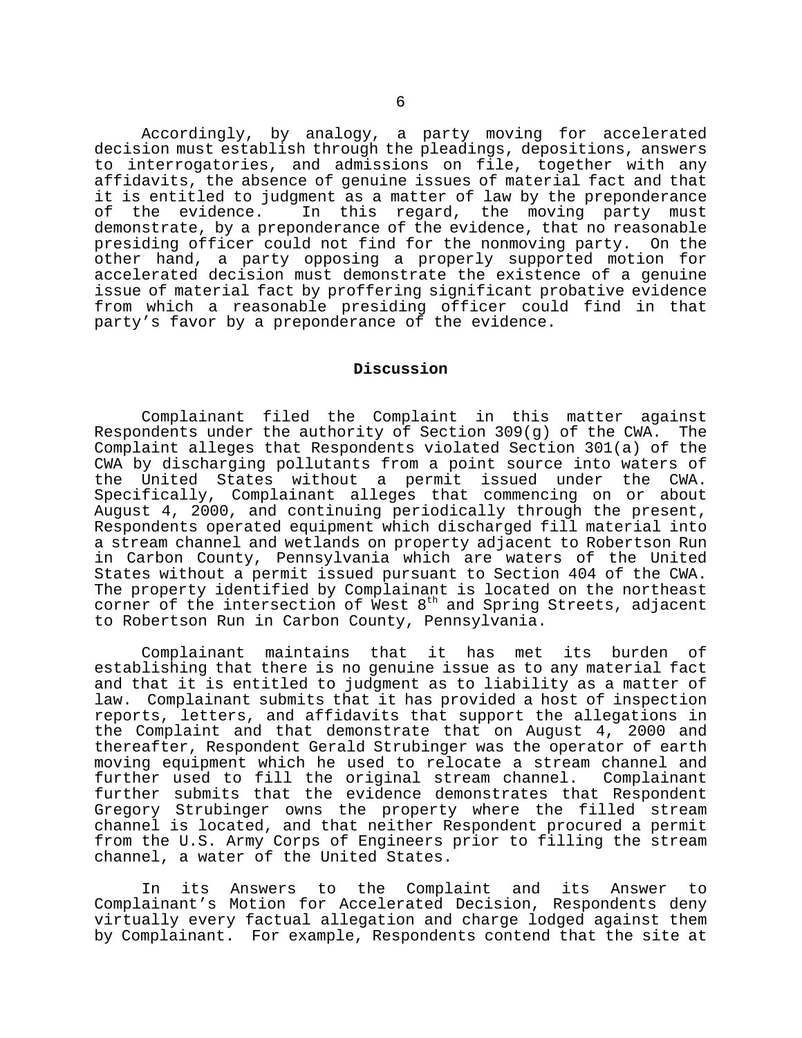Accordingly, by analogy, a party moving for accelerated decision must establish through the pleadings, depositions, answers to interrogatories, and admissions on file, together with any affidavits, the absence of genuine issues of material fact and that it is entitled to judgment as a matter of law by the preponderance of the evidence. In this regard, the moving party must demonstrate, by a preponderance of the evidence, that no reasonable presiding officer could not find for the nonmoving party. On the other hand, a party opposing a properly supported motion for accelerated decision must demonstrate the existence of a genuine issue of material fact by proffering significant probative evidence from which a reasonable presiding officer could find in that party's favor by a preponderance of the evidence.

**Discussion**

Complainant filed the Complaint in this matter against Respondents under the authority of Section 309(g) of the CWA. The Complaint alleges that Respondents violated Section 301(a) of the CWA by discharging pollutants from a point source into waters of the United States without a permit issued under the CWA. Specifically, Complainant alleges that commencing on or about August 4, 2000, and continuing periodically through the present, Respondents operated equipment which discharged fill material into a stream channel and wetlands on property adjacent to Robertson Run in Carbon County, Pennsylvania which are waters of the United States without a permit issued pursuant to Section 404 of the CWA. The property identified by Complainant is located on the northeast corner of the intersection of West 8th and Spring Streets, adjacent to Robertson Run in Carbon County, Pennsylvania.

Complainant maintains that it has met its burden of establishing that there is no genuine issue as to any material fact and that it is entitled to judgment as to liability as a matter of law. Complainant submits that it has provided a host of inspection reports, letters, and affidavits that support the allegations in the Complaint and that demonstrate that on August 4, 2000 and thereafter, Respondent Gerald Strubinger was the operator of earth moving equipment which he used to relocate a stream channel and further used to fill the original stream channel. Complainant further submits that the evidence demonstrates that Respondent Gregory Strubinger owns the property where the filled stream channel is located, and that neither Respondent procured a permit from the U.S. Army Corps of Engineers prior to filling the stream channel, a water of the United States.

In its Answers to the Complaint and its Answer to Complainant's Motion for Accelerated Decision, Respondents deny virtually every factual allegation and charge lodged against them by Complainant. For example, Respondents contend that the site at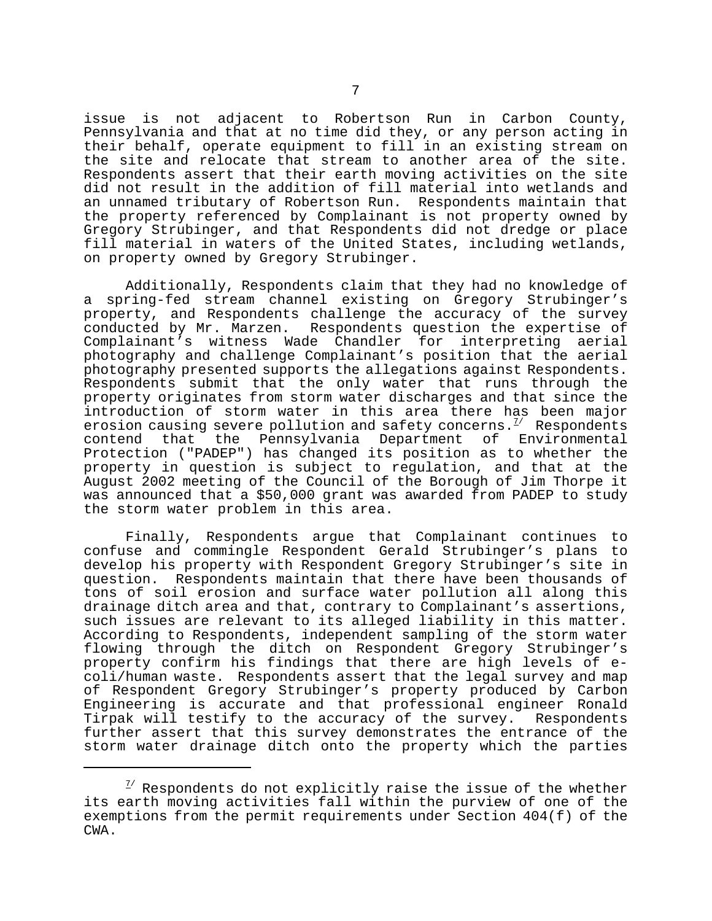issue is not adjacent to Robertson Run in Carbon County, Pennsylvania and that at no time did they, or any person acting in their behalf, operate equipment to fill in an existing stream on the site and relocate that stream to another area of the site. Respondents assert that their earth moving activities on the site did not result in the addition of fill material into wetlands and an unnamed tributary of Robertson Run. Respondents maintain that the property referenced by Complainant is not property owned by Gregory Strubinger, and that Respondents did not dredge or place fill material in waters of the United States, including wetlands, on property owned by Gregory Strubinger.

Additionally, Respondents claim that they had no knowledge of a spring-fed stream channel existing on Gregory Strubinger's property, and Respondents challenge the accuracy of the survey conducted by Mr. Marzen. Respondents question the expertise of Complainant's witness Wade Chandler for interpreting aerial photography and challenge Complainant's position that the aerial photography presented supports the allegations against Respondents. Respondents submit that the only water that runs through the property originates from storm water discharges and that since the introduction of storm water in this area there has been major erosion causing severe pollution and safety concerns.[7] Respondents contend that the Pennsylvania Department of Environmental Protection ("PADEP") has changed its position as to whether the property in question is subject to regulation, and that at the August 2002 meeting of the Council of the Borough of Jim Thorpe it was announced that a $50,000 grant was awarded from PADEP to study the storm water problem in this area.

Finally, Respondents argue that Complainant continues to confuse and commingle Respondent Gerald Strubinger's plans to develop his property with Respondent Gregory Strubinger's site in question. Respondents maintain that there have been thousands of tons of soil erosion and surface water pollution all along this drainage ditch area and that, contrary to Complainant's assertions, such issues are relevant to its alleged liability in this matter. According to Respondents, independent sampling of the storm water flowing through the ditch on Respondent Gregory Strubinger's property confirm his findings that there are high levels of e-coli/human waste. Respondents assert that the legal survey and map of Respondent Gregory Strubinger's property produced by Carbon Engineering is accurate and that professional engineer Ronald Tirpak will testify to the accuracy of the survey. Respondents further assert that this survey demonstrates the entrance of the storm water drainage ditch onto the property which the parties

---

[7] Respondents do not explicitly raise the issue of the whether its earth moving activities fall within the purview of one of the exemptions from the permit requirements under Section 404(f) of the CWA.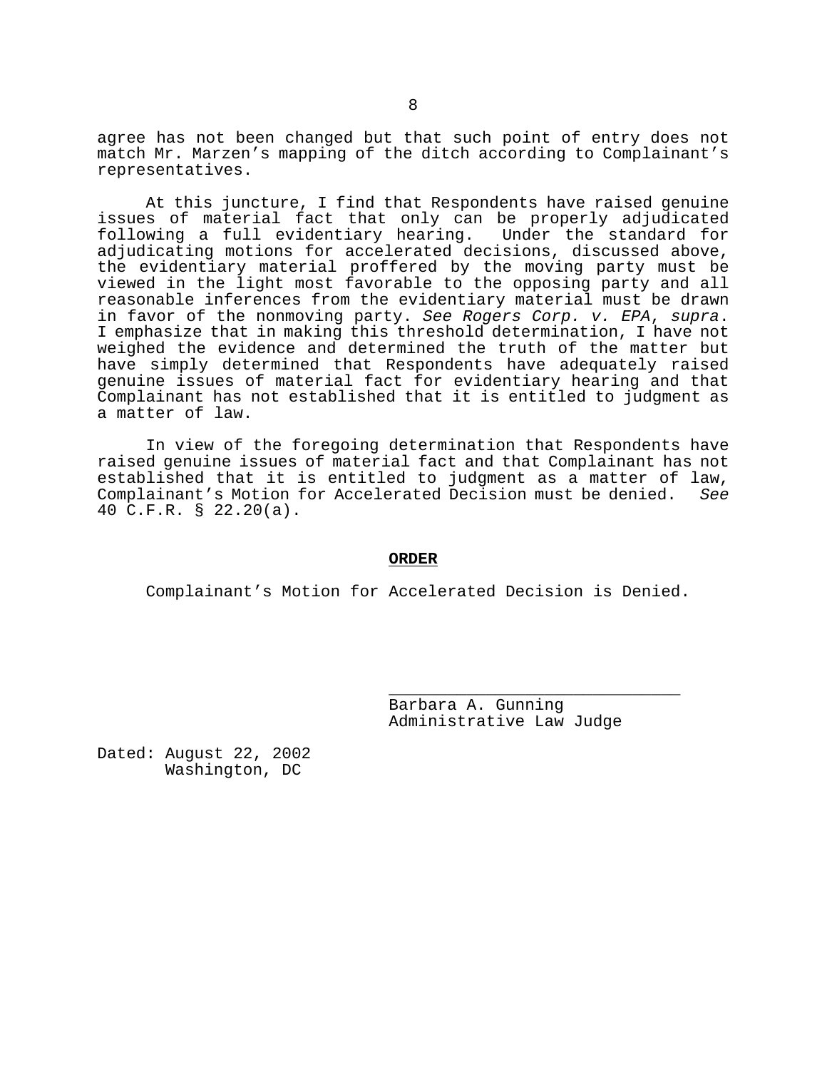agree has not been changed but that such point of entry does not match Mr. Marzen's mapping of the ditch according to Complainant's representatives.

At this juncture, I find that Respondents have raised genuine issues of material fact that only can be properly adjudicated following a full evidentiary hearing. Under the standard for adjudicating motions for accelerated decisions, discussed above, the evidentiary material proffered by the moving party must be viewed in the light most favorable to the opposing party and all reasonable inferences from the evidentiary material must be drawn in favor of the nonmoving party. *See Rogers Corp. v. EPA*, *supra*. I emphasize that in making this threshold determination, I have not weighed the evidence and determined the truth of the matter but have simply determined that Respondents have adequately raised genuine issues of material fact for evidentiary hearing and that Complainant has not established that it is entitled to judgment as a matter of law.

In view of the foregoing determination that Respondents have raised genuine issues of material fact and that Complainant has not established that it is entitled to judgment as a matter of law, Complainant's Motion for Accelerated Decision must be denied. *See* 40 C.F.R. § 22.20(a).

**ORDER**

Complainant's Motion for Accelerated Decision is Denied.

______________________________
Barbara A. Gunning
Administrative Law Judge

Dated: August 22, 2002
Washington, DC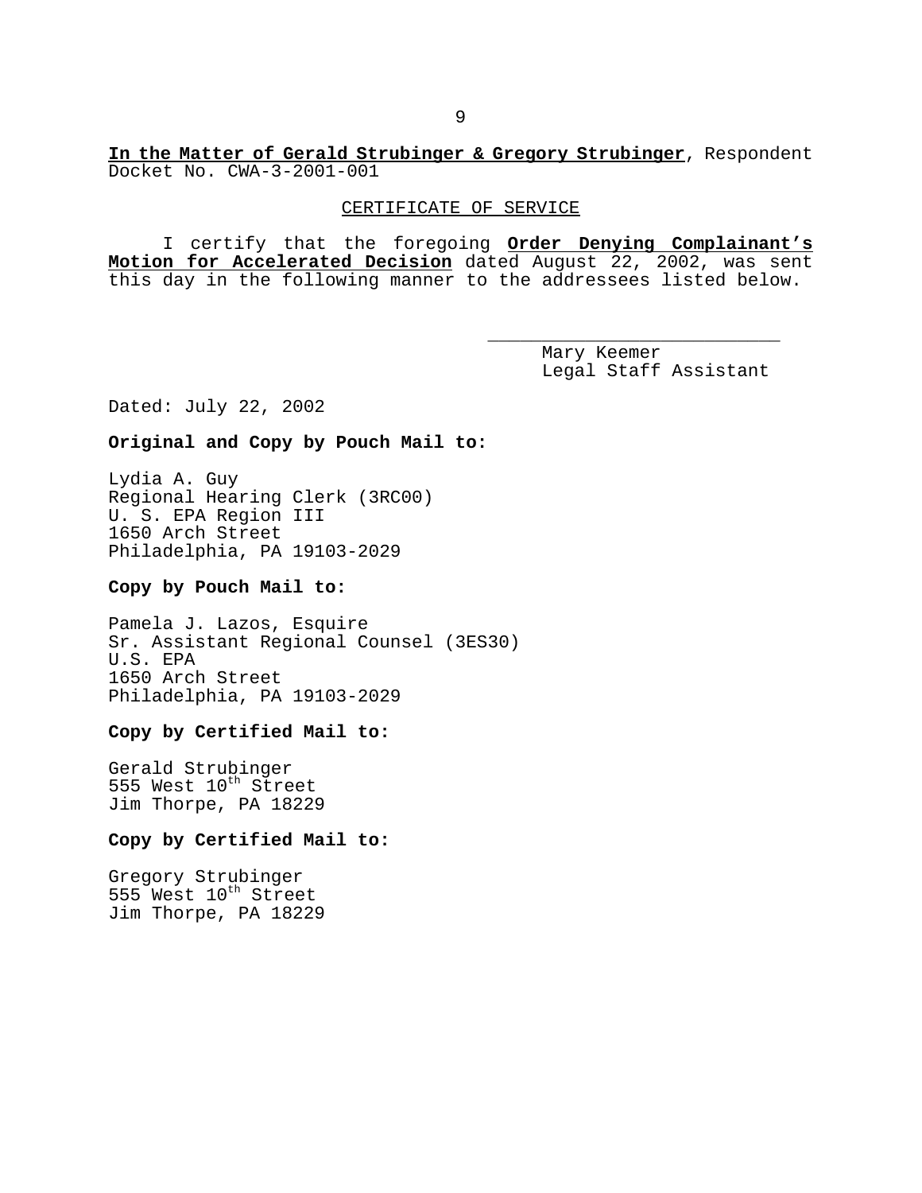**In the Matter of Gerald Strubinger & Gregory Strubinger**, Respondent
Docket No. CWA-3-2001-001

CERTIFICATE OF SERVICE

I certify that the foregoing **Order Denying Complainant's Motion for Accelerated Decision** dated August 22, 2002, was sent this day in the following manner to the addressees listed below.

\_\_\_\_\_\_\_\_\_\_\_\_\_\_\_\_\_\_\_\_\_\_\_\_\_\_\_\_
Mary Keemer
Legal Staff Assistant

Dated: July 22, 2002

**Original and Copy by Pouch Mail to:**

Lydia A. Guy
Regional Hearing Clerk (3RC00)
U. S. EPA Region III
1650 Arch Street
Philadelphia, PA 19103-2029

**Copy by Pouch Mail to:**

Pamela J. Lazos, Esquire
Sr. Assistant Regional Counsel (3ES30)
U.S. EPA
1650 Arch Street
Philadelphia, PA 19103-2029

**Copy by Certified Mail to:**

Gerald Strubinger
555 West 10th Street
Jim Thorpe, PA 18229

**Copy by Certified Mail to:**

Gregory Strubinger
555 West 10th Street
Jim Thorpe, PA 18229